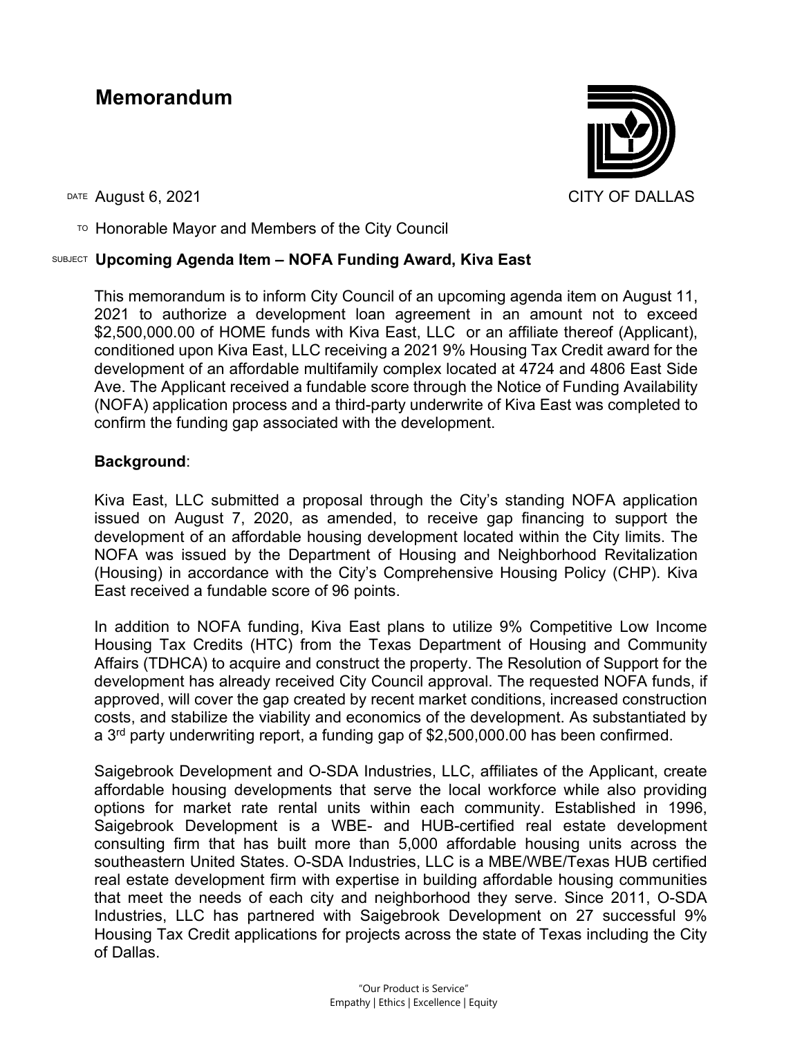# Memorandum

CITY OF DALLAS

DATE August 6, 2021

TO Honorable Mayor and Members of the City Council

SUBJECT **Upcoming Agenda Item – NOFA Funding Award, Kiva East**

This memorandum is to inform City Council of an upcoming agenda item on August 11, 2021 to authorize a development loan agreement in an amount not to exceed $2,500,000.00 of HOME funds with Kiva East, LLC or an affiliate thereof (Applicant), conditioned upon Kiva East, LLC receiving a 2021 9% Housing Tax Credit award for the development of an affordable multifamily complex located at 4724 and 4806 East Side Ave. The Applicant received a fundable score through the Notice of Funding Availability (NOFA) application process and a third-party underwrite of Kiva East was completed to confirm the funding gap associated with the development.

**Background**:

Kiva East, LLC submitted a proposal through the City's standing NOFA application issued on August 7, 2020, as amended, to receive gap financing to support the development of an affordable housing development located within the City limits. The NOFA was issued by the Department of Housing and Neighborhood Revitalization (Housing) in accordance with the City's Comprehensive Housing Policy (CHP). Kiva East received a fundable score of 96 points.

In addition to NOFA funding, Kiva East plans to utilize 9% Competitive Low Income Housing Tax Credits (HTC) from the Texas Department of Housing and Community Affairs (TDHCA) to acquire and construct the property. The Resolution of Support for the development has already received City Council approval. The requested NOFA funds, if approved, will cover the gap created by recent market conditions, increased construction costs, and stabilize the viability and economics of the development. As substantiated by a 3rd party underwriting report, a funding gap of $2,500,000.00 has been confirmed.

Saigebrook Development and O-SDA Industries, LLC, affiliates of the Applicant, create affordable housing developments that serve the local workforce while also providing options for market rate rental units within each community. Established in 1996, Saigebrook Development is a WBE- and HUB-certified real estate development consulting firm that has built more than 5,000 affordable housing units across the southeastern United States. O-SDA Industries, LLC is a MBE/WBE/Texas HUB certified real estate development firm with expertise in building affordable housing communities that meet the needs of each city and neighborhood they serve. Since 2011, O-SDA Industries, LLC has partnered with Saigebrook Development on 27 successful 9% Housing Tax Credit applications for projects across the state of Texas including the City of Dallas.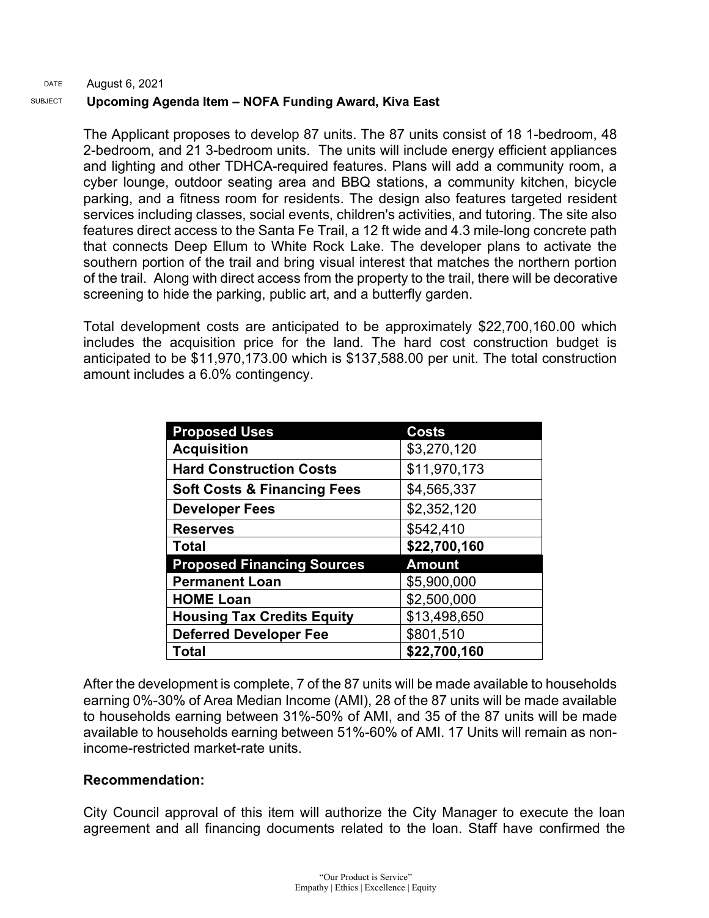DATE August 6, 2021

SUBJECT **Upcoming Agenda Item – NOFA Funding Award, Kiva East**

The Applicant proposes to develop 87 units. The 87 units consist of 18 1-bedroom, 48 2-bedroom, and 21 3-bedroom units. The units will include energy efficient appliances and lighting and other TDHCA-required features. Plans will add a community room, a cyber lounge, outdoor seating area and BBQ stations, a community kitchen, bicycle parking, and a fitness room for residents. The design also features targeted resident services including classes, social events, children's activities, and tutoring. The site also features direct access to the Santa Fe Trail, a 12 ft wide and 4.3 mile-long concrete path that connects Deep Ellum to White Rock Lake. The developer plans to activate the southern portion of the trail and bring visual interest that matches the northern portion of the trail. Along with direct access from the property to the trail, there will be decorative screening to hide the parking, public art, and a butterfly garden.

Total development costs are anticipated to be approximately $22,700,160.00 which includes the acquisition price for the land. The hard cost construction budget is anticipated to be $11,970,173.00 which is $137,588.00 per unit. The total construction amount includes a 6.0% contingency.

| Proposed Uses | Costs |
|---|---|
| **Acquisition** | $3,270,120 |
| **Hard Construction Costs** | $11,970,173 |
| **Soft Costs & Financing Fees** | $4,565,337 |
| **Developer Fees** | $2,352,120 |
| **Reserves** | $542,410 |
| **Total** | **$22,700,160** |
| **Proposed Financing Sources** | **Amount** |
| **Permanent Loan** | $5,900,000 |
| **HOME Loan** | $2,500,000 |
| **Housing Tax Credits Equity** | $13,498,650 |
| **Deferred Developer Fee** | $801,510 |
| **Total** | **$22,700,160** |

After the development is complete, 7 of the 87 units will be made available to households earning 0%-30% of Area Median Income (AMI), 28 of the 87 units will be made available to households earning between 31%-50% of AMI, and 35 of the 87 units will be made available to households earning between 51%-60% of AMI. 17 Units will remain as non-income-restricted market-rate units.

**Recommendation:**

City Council approval of this item will authorize the City Manager to execute the loan agreement and all financing documents related to the loan. Staff have confirmed the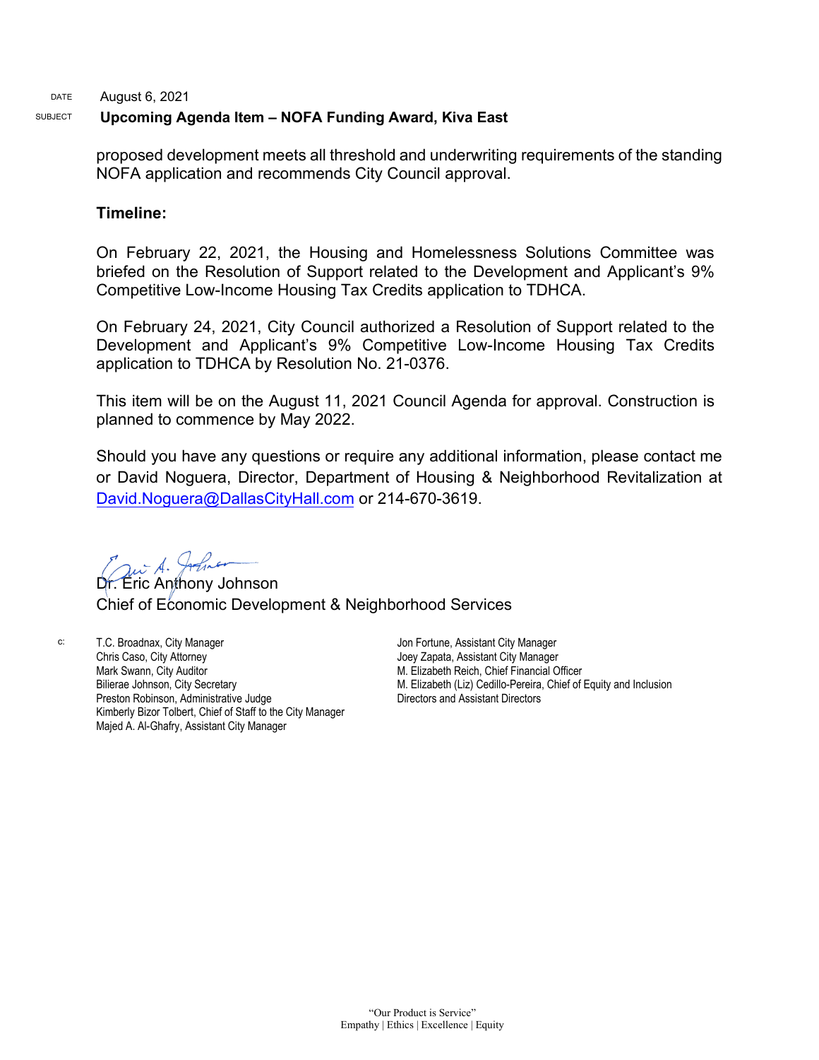DATE August 6, 2021

SUBJECT **Upcoming Agenda Item – NOFA Funding Award, Kiva East**

proposed development meets all threshold and underwriting requirements of the standing NOFA application and recommends City Council approval.

**Timeline:**

On February 22, 2021, the Housing and Homelessness Solutions Committee was briefed on the Resolution of Support related to the Development and Applicant's 9% Competitive Low-Income Housing Tax Credits application to TDHCA.

On February 24, 2021, City Council authorized a Resolution of Support related to the Development and Applicant's 9% Competitive Low-Income Housing Tax Credits application to TDHCA by Resolution No. 21-0376.

This item will be on the August 11, 2021 Council Agenda for approval. Construction is planned to commence by May 2022.

Should you have any questions or require any additional information, please contact me or David Noguera, Director, Department of Housing & Neighborhood Revitalization at David.Noguera@DallasCityHall.com or 214-670-3619.

Dr. Eric Anthony Johnson
Chief of Economic Development & Neighborhood Services

c:
T.C. Broadnax, City Manager
Chris Caso, City Attorney
Mark Swann, City Auditor
Bilierae Johnson, City Secretary
Preston Robinson, Administrative Judge
Kimberly Bizor Tolbert, Chief of Staff to the City Manager
Majed A. Al-Ghafry, Assistant City Manager
Jon Fortune, Assistant City Manager
Joey Zapata, Assistant City Manager
M. Elizabeth Reich, Chief Financial Officer
M. Elizabeth (Liz) Cedillo-Pereira, Chief of Equity and Inclusion
Directors and Assistant Directors

"Our Product is Service"
Empathy | Ethics | Excellence | Equity